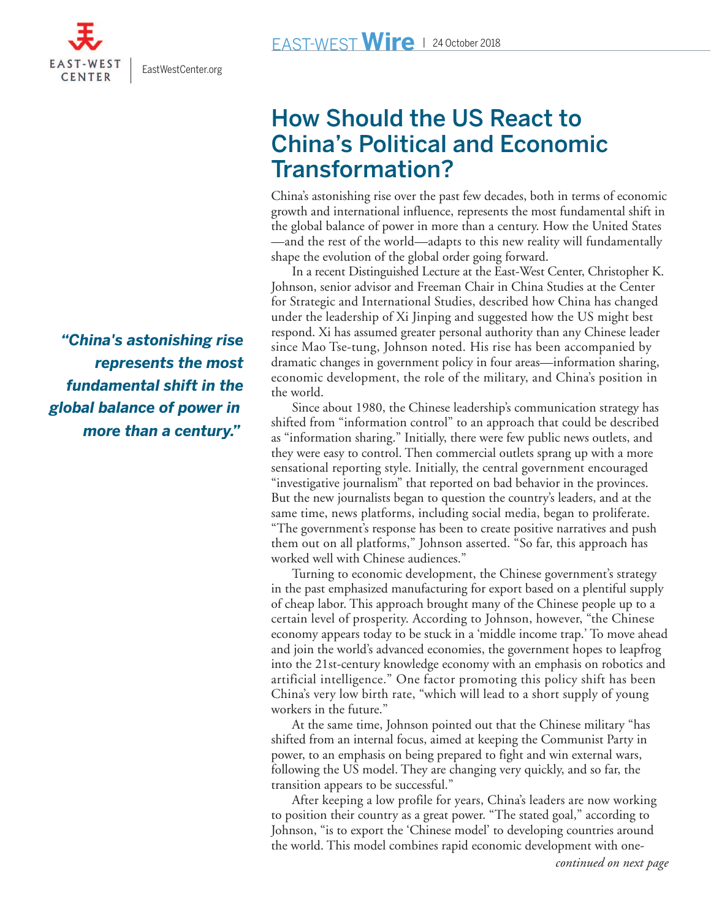EAST-WEST Wire | 24 October 2018

# How Should the US React to China's Political and Economic Transformation?

China's astonishing rise over the past few decades, both in terms of economic growth and international influence, represents the most fundamental shift in the global balance of power in more than a century. How the United States —and the rest of the world—adapts to this new reality will fundamentally shape the evolution of the global order going forward.

In a recent Distinguished Lecture at the East-West Center, Christopher K. Johnson, senior advisor and Freeman Chair in China Studies at the Center for Strategic and International Studies, described how China has changed under the leadership of Xi Jinping and suggested how the US might best respond. Xi has assumed greater personal authority than any Chinese leader since Mao Tse-tung, Johnson noted. His rise has been accompanied by dramatic changes in government policy in four areas—information sharing, economic development, the role of the military, and China's position in the world.

> ***"China's astonishing rise represents the most fundamental shift in the global balance of power in more than a century."***

Since about 1980, the Chinese leadership's communication strategy has shifted from "information control" to an approach that could be described as "information sharing." Initially, there were few public news outlets, and they were easy to control. Then commercial outlets sprang up with a more sensational reporting style. Initially, the central government encouraged "investigative journalism" that reported on bad behavior in the provinces. But the new journalists began to question the country's leaders, and at the same time, news platforms, including social media, began to proliferate. "The government's response has been to create positive narratives and push them out on all platforms," Johnson asserted. "So far, this approach has worked well with Chinese audiences."

Turning to economic development, the Chinese government's strategy in the past emphasized manufacturing for export based on a plentiful supply of cheap labor. This approach brought many of the Chinese people up to a certain level of prosperity. According to Johnson, however, "the Chinese economy appears today to be stuck in a 'middle income trap.' To move ahead and join the world's advanced economies, the government hopes to leapfrog into the 21st-century knowledge economy with an emphasis on robotics and artificial intelligence." One factor promoting this policy shift has been China's very low birth rate, "which will lead to a short supply of young workers in the future."

At the same time, Johnson pointed out that the Chinese military "has shifted from an internal focus, aimed at keeping the Communist Party in power, to an emphasis on being prepared to fight and win external wars, following the US model. They are changing very quickly, and so far, the transition appears to be successful."

After keeping a low profile for years, China's leaders are now working to position their country as a great power. "The stated goal," according to Johnson, "is to export the 'Chinese model' to developing countries around the world. This model combines rapid economic development with one-

*continued on next page*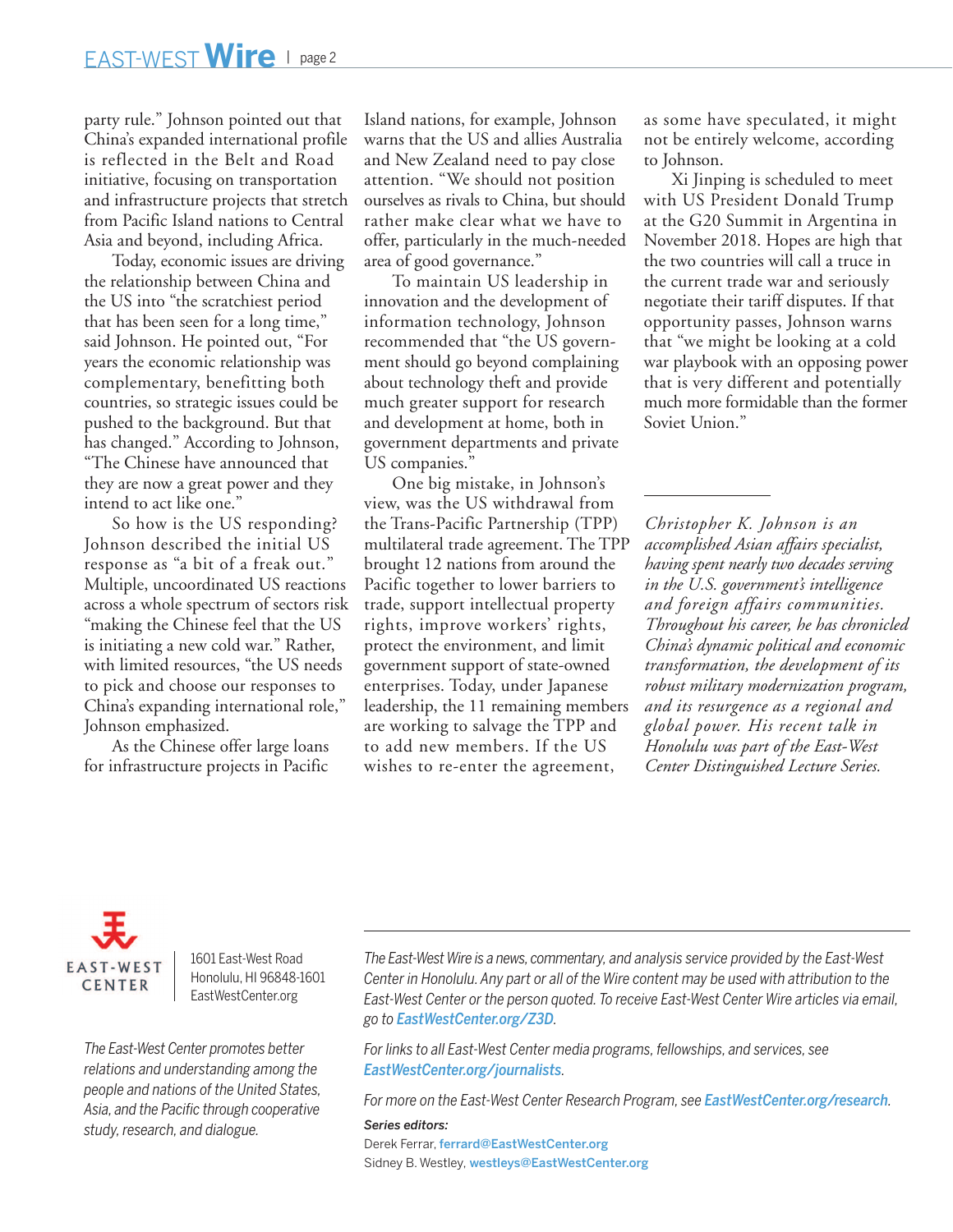party rule." Johnson pointed out that China's expanded international profile is reflected in the Belt and Road initiative, focusing on transportation and infrastructure projects that stretch from Pacific Island nations to Central Asia and beyond, including Africa.

Today, economic issues are driving the relationship between China and the US into "the scratchiest period that has been seen for a long time," said Johnson. He pointed out, "For years the economic relationship was complementary, benefitting both countries, so strategic issues could be pushed to the background. But that has changed." According to Johnson, "The Chinese have announced that they are now a great power and they intend to act like one."

So how is the US responding? Johnson described the initial US response as "a bit of a freak out." Multiple, uncoordinated US reactions across a whole spectrum of sectors risk "making the Chinese feel that the US is initiating a new cold war." Rather, with limited resources, "the US needs to pick and choose our responses to China's expanding international role," Johnson emphasized.

As the Chinese offer large loans for infrastructure projects in Pacific Island nations, for example, Johnson warns that the US and allies Australia and New Zealand need to pay close attention. "We should not position ourselves as rivals to China, but should rather make clear what we have to offer, particularly in the much-needed area of good governance."

To maintain US leadership in innovation and the development of information technology, Johnson recommended that "the US government should go beyond complaining about technology theft and provide much greater support for research and development at home, both in government departments and private US companies."

One big mistake, in Johnson's view, was the US withdrawal from the Trans-Pacific Partnership (TPP) multilateral trade agreement. The TPP brought 12 nations from around the Pacific together to lower barriers to trade, support intellectual property rights, improve workers' rights, protect the environment, and limit government support of state-owned enterprises. Today, under Japanese leadership, the 11 remaining members are working to salvage the TPP and to add new members. If the US wishes to re-enter the agreement, as some have speculated, it might not be entirely welcome, according to Johnson.

Xi Jinping is scheduled to meet with US President Donald Trump at the G20 Summit in Argentina in November 2018. Hopes are high that the two countries will call a truce in the current trade war and seriously negotiate their tariff disputes. If that opportunity passes, Johnson warns that "we might be looking at a cold war playbook with an opposing power that is very different and potentially much more formidable than the former Soviet Union."

---

*Christopher K. Johnson is an accomplished Asian affairs specialist, having spent nearly two decades serving in the U.S. government's intelligence and foreign affairs communities. Throughout his career, he has chronicled China's dynamic political and economic transformation, the development of its robust military modernization program, and its resurgence as a regional and global power. His recent talk in Honolulu was part of the East-West Center Distinguished Lecture Series.*

EAST-WEST CENTER
1601 East-West Road
Honolulu, HI 96848-1601
EastWestCenter.org

*The East-West Center promotes better relations and understanding among the people and nations of the United States, Asia, and the Pacific through cooperative study, research, and dialogue.*

*The East-West Wire is a news, commentary, and analysis service provided by the East-West Center in Honolulu. Any part or all of the Wire content may be used with attribution to the East-West Center or the person quoted. To receive East-West Center Wire articles via email, go to* ***EastWestCenter.org/Z3D****.*

*For links to all East-West Center media programs, fellowships, and services, see* ***EastWestCenter.org/journalists****.*

*For more on the East-West Center Research Program, see* ***EastWestCenter.org/research****.*

***Series editors:***

Derek Ferrar, **ferrard@EastWestCenter.org**
Sidney B. Westley, **westleys@EastWestCenter.org**